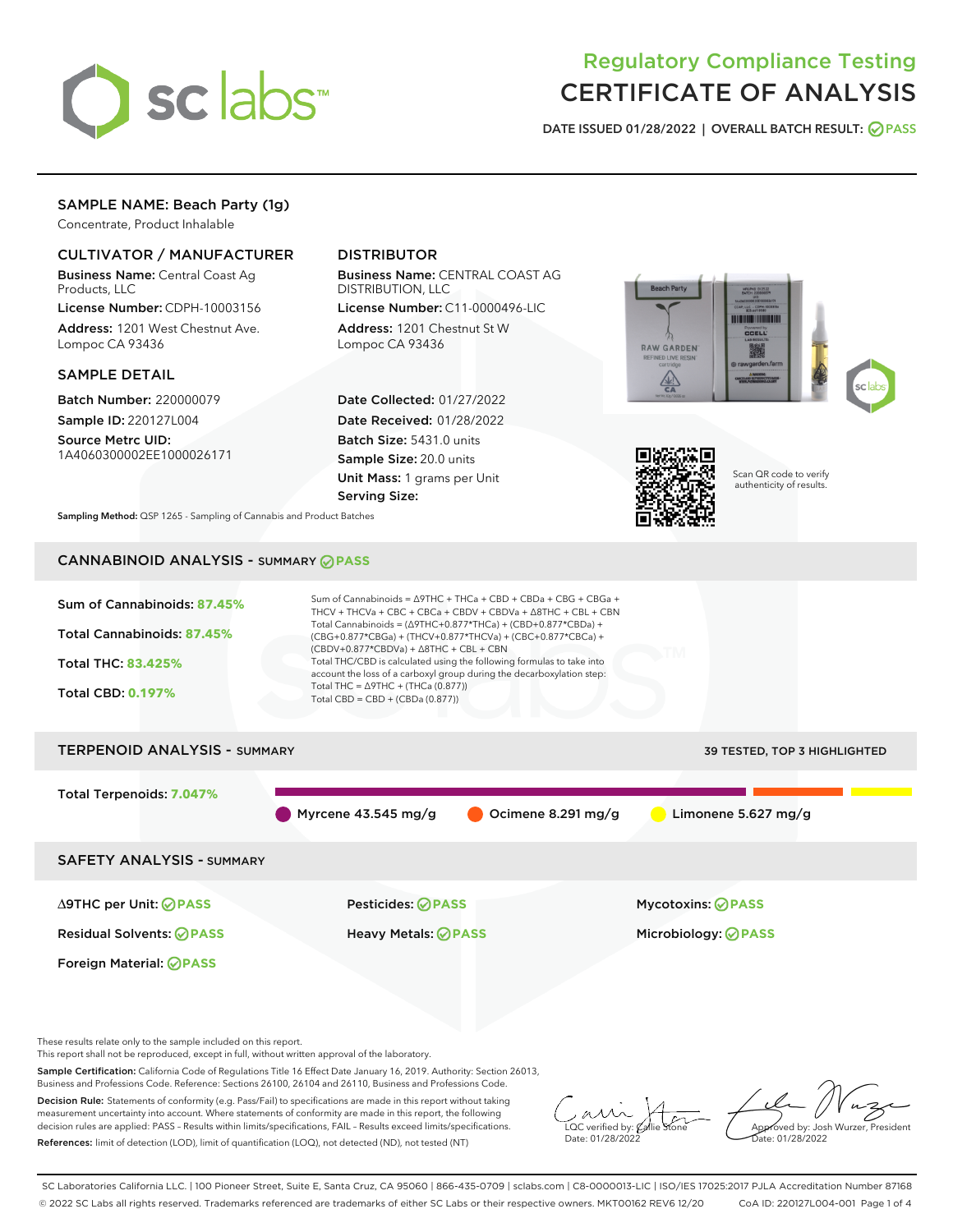# Regulatory Compliance Testing
# CERTIFICATE OF ANALYSIS

DATE ISSUED 01/28/2022 | OVERALL BATCH RESULT: PASS

## SAMPLE NAME: Beach Party (1g)

Concentrate, Product Inhalable

### CULTIVATOR / MANUFACTURER

**Business Name:** Central Coast Ag Products, LLC
**License Number:** CDPH-10003156
**Address:** 1201 West Chestnut Ave. Lompoc CA 93436

### DISTRIBUTOR

**Business Name:** CENTRAL COAST AG DISTRIBUTION, LLC
**License Number:** C11-0000496-LIC
**Address:** 1201 Chestnut St W Lompoc CA 93436

### SAMPLE DETAIL

**Batch Number:** 220000079
**Sample ID:** 220127L004
**Source Metrc UID:** 1A4060300002EE1000026171

**Date Collected:** 01/27/2022
**Date Received:** 01/28/2022
**Batch Size:** 5431.0 units
**Sample Size:** 20.0 units
**Unit Mass:** 1 grams per Unit
**Serving Size:**

Scan QR code to verify authenticity of results.

**Sampling Method:** QSP 1265 - Sampling of Cannabis and Product Batches

## CANNABINOID ANALYSIS - SUMMARY PASS

Sum of Cannabinoids: **87.45%**

Total Cannabinoids: **87.45%**

Total THC: **83.425%**

Total CBD: **0.197%**

Sum of Cannabinoids = Δ9THC + THCa + CBD + CBDa + CBG + CBGa + THCV + THCVa + CBC + CBCa + CBDV + CBDVa + Δ8THC + CBL + CBN
Total Cannabinoids = (Δ9THC+0.877*THCa) + (CBD+0.877*CBDa) + (CBG+0.877*CBGa) + (THCV+0.877*THCVa) + (CBC+0.877*CBCa) + (CBDV+0.877*CBDVa) + Δ8THC + CBL + CBN
Total THC/CBD is calculated using the following formulas to take into account the loss of a carboxyl group during the decarboxylation step:
Total THC = Δ9THC + (THCa (0.877))
Total CBD = CBD + (CBDa (0.877))

## TERPENOID ANALYSIS - SUMMARY

39 TESTED, TOP 3 HIGHLIGHTED

Total Terpenoids: **7.047%**

Myrcene 43.545 mg/g | Ocimene 8.291 mg/g | Limonene 5.627 mg/g

## SAFETY ANALYSIS - SUMMARY

| | | |
|---|---|---|
| Δ9THC per Unit: PASS | Pesticides: PASS | Mycotoxins: PASS |
| Residual Solvents: PASS | Heavy Metals: PASS | Microbiology: PASS |
| Foreign Material: PASS | | |

These results relate only to the sample included on this report.
This report shall not be reproduced, except in full, without written approval of the laboratory.

**Sample Certification:** California Code of Regulations Title 16 Effect Date January 16, 2019. Authority: Section 26013, Business and Professions Code. Reference: Sections 26100, 26104 and 26110, Business and Professions Code.

**Decision Rule:** Statements of conformity (e.g. Pass/Fail) to specifications are made in this report without taking measurement uncertainty into account. Where statements of conformity are made in this report, the following decision rules are applied: PASS – Results within limits/specifications, FAIL – Results exceed limits/specifications.

**References:** limit of detection (LOD), limit of quantification (LOQ), not detected (ND), not tested (NT)

LQC verified by: Callie Stone
Date: 01/28/2022

Approved by: Josh Wurzer, President
Date: 01/28/2022

SC Laboratories California LLC. | 100 Pioneer Street, Suite E, Santa Cruz, CA 95060 | 866-435-0709 | sclabs.com | C8-0000013-LIC | ISO/IES 17025:2017 PJLA Accreditation Number 87168
© 2022 SC Labs all rights reserved. Trademarks referenced are trademarks of either SC Labs or their respective owners. MKT00162 REV6 12/20 CoA ID: 220127L004-001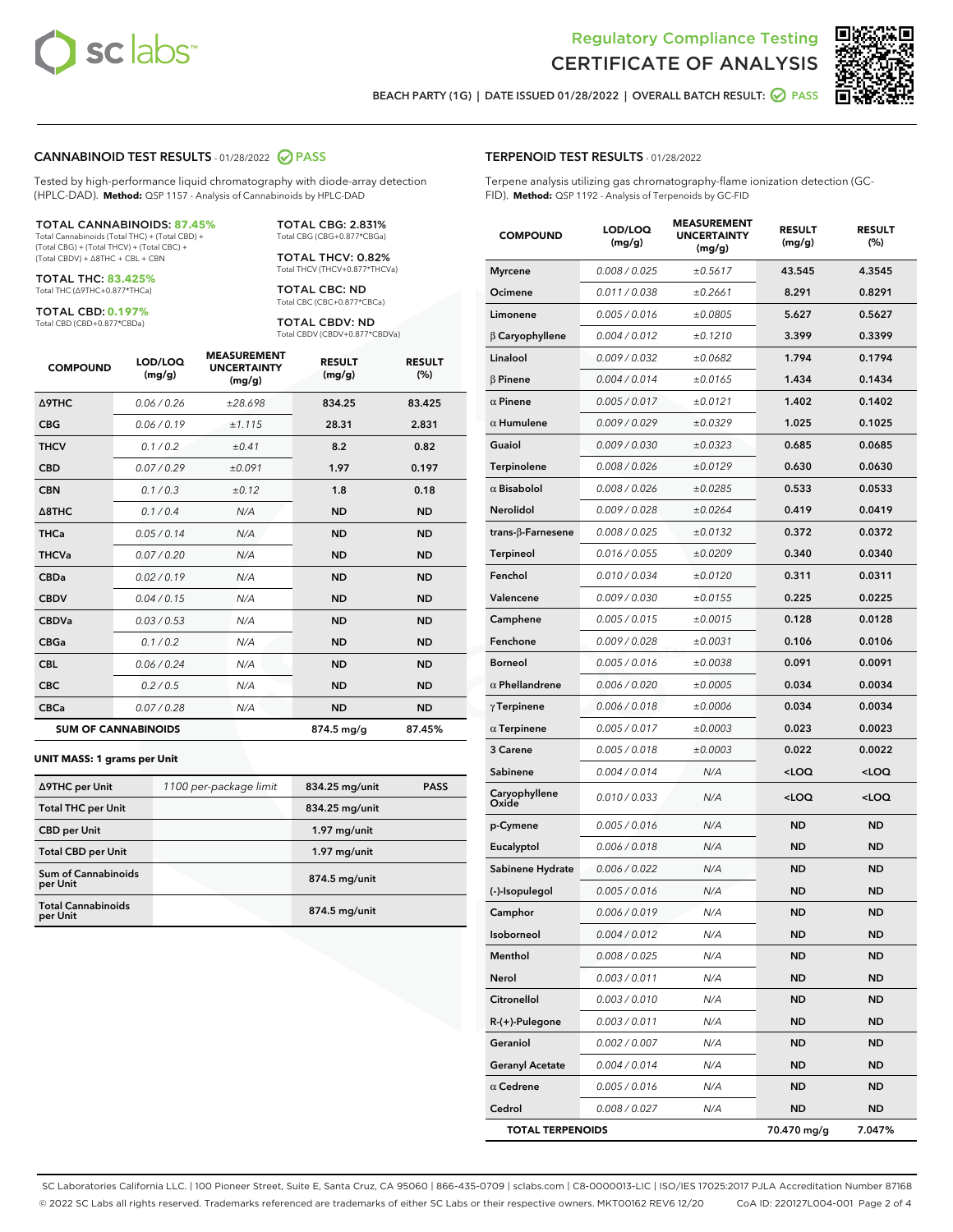# Regulatory Compliance Testing
# CERTIFICATE OF ANALYSIS

BEACH PARTY (1G) | DATE ISSUED 01/28/2022 | OVERALL BATCH RESULT: PASS

## CANNABINOID TEST RESULTS - 01/28/2022 PASS

Tested by high-performance liquid chromatography with diode-array detection (HPLC-DAD). **Method:** QSP 1157 - Analysis of Cannabinoids by HPLC-DAD

**TOTAL CANNABINOIDS: 87.45%**
Total Cannabinoids (Total THC) + (Total CBD) + (Total CBG) + (Total THCV) + (Total CBC) + (Total CBDV) + Δ8THC + CBL + CBN

**TOTAL THC: 83.425%**
Total THC (Δ9THC+0.877*THCa)

**TOTAL CBD: 0.197%**
Total CBD (CBD+0.877*CBDa)

**TOTAL CBG: 2.831%**
Total CBG (CBG+0.877*CBGa)

**TOTAL THCV: 0.82%**
Total THCV (THCV+0.877*THCVa)

**TOTAL CBC: ND**
Total CBC (CBC+0.877*CBCa)

**TOTAL CBDV: ND**
Total CBDV (CBDV+0.877*CBDVa)

| COMPOUND | LOD/LOQ (mg/g) | MEASUREMENT UNCERTAINTY (mg/g) | RESULT (mg/g) | RESULT (%) |
|---|---|---|---|---|
| Δ9THC | 0.06 / 0.26 | ±28.698 | 834.25 | 83.425 |
| CBG | 0.06 / 0.19 | ±1.115 | 28.31 | 2.831 |
| THCV | 0.1 / 0.2 | ±0.41 | 8.2 | 0.82 |
| CBD | 0.07 / 0.29 | ±0.091 | 1.97 | 0.197 |
| CBN | 0.1 / 0.3 | ±0.12 | 1.8 | 0.18 |
| Δ8THC | 0.1 / 0.4 | N/A | ND | ND |
| THCa | 0.05 / 0.14 | N/A | ND | ND |
| THCVa | 0.07 / 0.20 | N/A | ND | ND |
| CBDa | 0.02 / 0.19 | N/A | ND | ND |
| CBDV | 0.04 / 0.15 | N/A | ND | ND |
| CBDVa | 0.03 / 0.53 | N/A | ND | ND |
| CBGa | 0.1 / 0.2 | N/A | ND | ND |
| CBL | 0.06 / 0.24 | N/A | ND | ND |
| CBC | 0.2 / 0.5 | N/A | ND | ND |
| CBCa | 0.07 / 0.28 | N/A | ND | ND |
| **SUM OF CANNABINOIDS** | | | 874.5 mg/g | 87.45% |

**UNIT MASS: 1 grams per Unit**

| | | | |
|---|---|---|---|
| Δ9THC per Unit | 1100 per-package limit | 834.25 mg/unit | PASS |
| Total THC per Unit | | 834.25 mg/unit | |
| CBD per Unit | | 1.97 mg/unit | |
| Total CBD per Unit | | 1.97 mg/unit | |
| Sum of Cannabinoids per Unit | | 874.5 mg/unit | |
| Total Cannabinoids per Unit | | 874.5 mg/unit | |

## TERPENOID TEST RESULTS - 01/28/2022

Terpene analysis utilizing gas chromatography-flame ionization detection (GC-FID). **Method:** QSP 1192 - Analysis of Terpenoids by GC-FID

| COMPOUND | LOD/LOQ (mg/g) | MEASUREMENT UNCERTAINTY (mg/g) | RESULT (mg/g) | RESULT (%) |
|---|---|---|---|---|
| Myrcene | 0.008 / 0.025 | ±0.5617 | 43.545 | 4.3545 |
| Ocimene | 0.011 / 0.038 | ±0.2661 | 8.291 | 0.8291 |
| Limonene | 0.005 / 0.016 | ±0.0805 | 5.627 | 0.5627 |
| β Caryophyllene | 0.004 / 0.012 | ±0.1210 | 3.399 | 0.3399 |
| Linalool | 0.009 / 0.032 | ±0.0682 | 1.794 | 0.1794 |
| β Pinene | 0.004 / 0.014 | ±0.0165 | 1.434 | 0.1434 |
| α Pinene | 0.005 / 0.017 | ±0.0121 | 1.402 | 0.1402 |
| α Humulene | 0.009 / 0.029 | ±0.0329 | 1.025 | 0.1025 |
| Guaiol | 0.009 / 0.030 | ±0.0323 | 0.685 | 0.0685 |
| Terpinolene | 0.008 / 0.026 | ±0.0129 | 0.630 | 0.0630 |
| α Bisabolol | 0.008 / 0.026 | ±0.0285 | 0.533 | 0.0533 |
| Nerolidol | 0.009 / 0.028 | ±0.0264 | 0.419 | 0.0419 |
| trans-β-Farnesene | 0.008 / 0.025 | ±0.0132 | 0.372 | 0.0372 |
| Terpineol | 0.016 / 0.055 | ±0.0209 | 0.340 | 0.0340 |
| Fenchol | 0.010 / 0.034 | ±0.0120 | 0.311 | 0.0311 |
| Valencene | 0.009 / 0.030 | ±0.0155 | 0.225 | 0.0225 |
| Camphene | 0.005 / 0.015 | ±0.0015 | 0.128 | 0.0128 |
| Fenchone | 0.009 / 0.028 | ±0.0031 | 0.106 | 0.0106 |
| Borneol | 0.005 / 0.016 | ±0.0038 | 0.091 | 0.0091 |
| α Phellandrene | 0.006 / 0.020 | ±0.0005 | 0.034 | 0.0034 |
| γ Terpinene | 0.006 / 0.018 | ±0.0006 | 0.034 | 0.0034 |
| α Terpinene | 0.005 / 0.017 | ±0.0003 | 0.023 | 0.0023 |
| 3 Carene | 0.005 / 0.018 | ±0.0003 | 0.022 | 0.0022 |
| Sabinene | 0.004 / 0.014 | N/A | <LOQ | <LOQ |
| Caryophyllene Oxide | 0.010 / 0.033 | N/A | <LOQ | <LOQ |
| p-Cymene | 0.005 / 0.016 | N/A | ND | ND |
| Eucalyptol | 0.006 / 0.018 | N/A | ND | ND |
| Sabinene Hydrate | 0.006 / 0.022 | N/A | ND | ND |
| (-)-Isopulegol | 0.005 / 0.016 | N/A | ND | ND |
| Camphor | 0.006 / 0.019 | N/A | ND | ND |
| Isoborneol | 0.004 / 0.012 | N/A | ND | ND |
| Menthol | 0.008 / 0.025 | N/A | ND | ND |
| Nerol | 0.003 / 0.011 | N/A | ND | ND |
| Citronellol | 0.003 / 0.010 | N/A | ND | ND |
| R-(+)-Pulegone | 0.003 / 0.011 | N/A | ND | ND |
| Geraniol | 0.002 / 0.007 | N/A | ND | ND |
| Geranyl Acetate | 0.004 / 0.014 | N/A | ND | ND |
| α Cedrene | 0.005 / 0.016 | N/A | ND | ND |
| Cedrol | 0.008 / 0.027 | N/A | ND | ND |
| **TOTAL TERPENOIDS** | | | 70.470 mg/g | 7.047% |

SC Laboratories California LLC. | 100 Pioneer Street, Suite E, Santa Cruz, CA 95060 | 866-435-0709 | sclabs.com | C8-0000013-LIC | ISO/IES 17025:2017 PJLA Accreditation Number 87168
© 2022 SC Labs all rights reserved. Trademarks referenced are trademarks of either SC Labs or their respective owners. MKT00162 REV6 12/20 CoA ID: 220127L004-001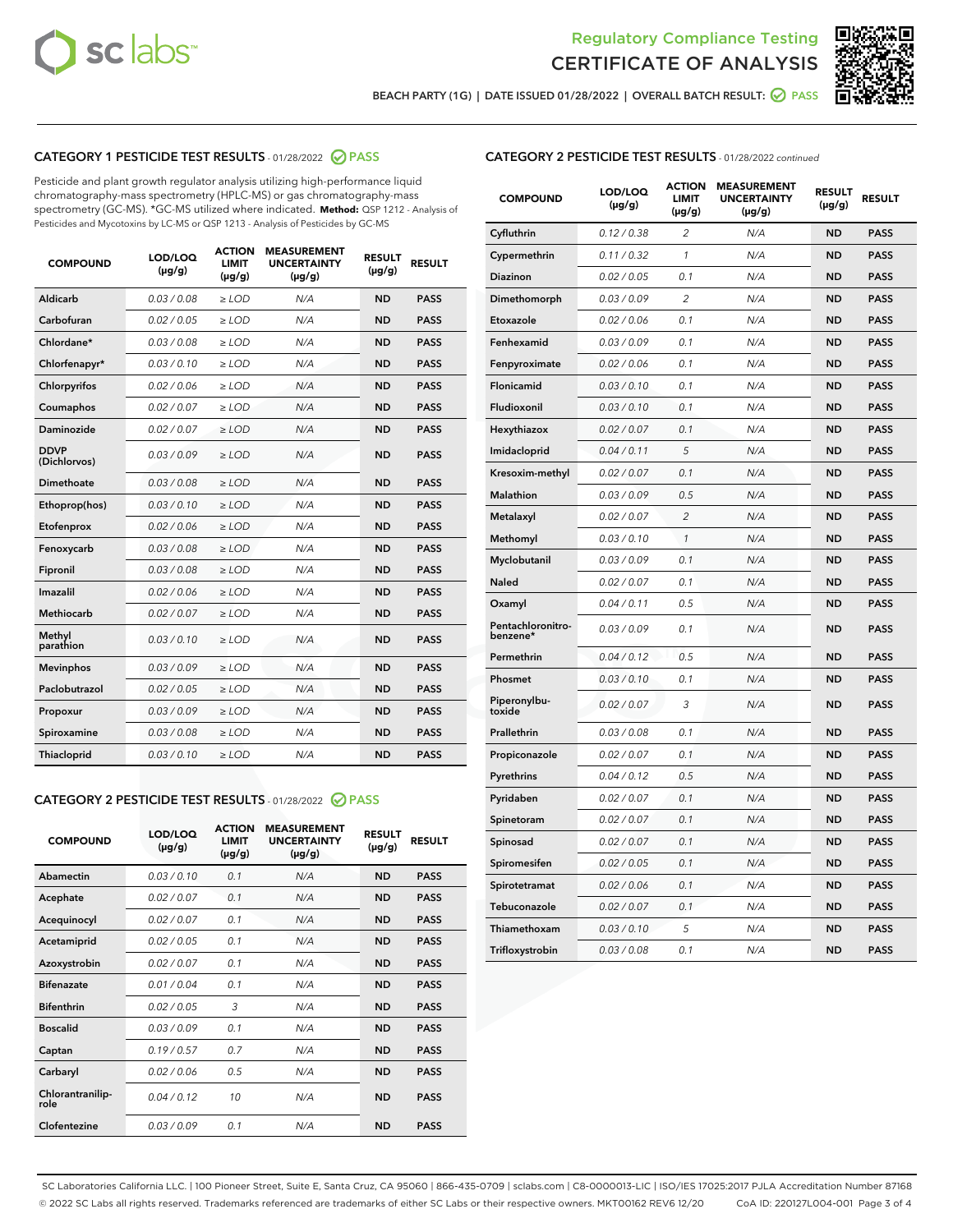# Regulatory Compliance Testing
## CERTIFICATE OF ANALYSIS

BEACH PARTY (1G) | DATE ISSUED 01/28/2022 | OVERALL BATCH RESULT: PASS

### CATEGORY 1 PESTICIDE TEST RESULTS - 01/28/2022 PASS

Pesticide and plant growth regulator analysis utilizing high-performance liquid chromatography-mass spectrometry (HPLC-MS) or gas chromatography-mass spectrometry (GC-MS). *GC-MS utilized where indicated. **Method:** QSP 1212 - Analysis of Pesticides and Mycotoxins by LC-MS or QSP 1213 - Analysis of Pesticides by GC-MS

| COMPOUND | LOD/LOQ (µg/g) | ACTION LIMIT (µg/g) | MEASUREMENT UNCERTAINTY (µg/g) | RESULT (µg/g) | RESULT |
|---|---|---|---|---|---|
| Aldicarb | 0.03 / 0.08 | ≥ LOD | N/A | ND | PASS |
| Carbofuran | 0.02 / 0.05 | ≥ LOD | N/A | ND | PASS |
| Chlordane* | 0.03 / 0.08 | ≥ LOD | N/A | ND | PASS |
| Chlorfenapyr* | 0.03 / 0.10 | ≥ LOD | N/A | ND | PASS |
| Chlorpyrifos | 0.02 / 0.06 | ≥ LOD | N/A | ND | PASS |
| Coumaphos | 0.02 / 0.07 | ≥ LOD | N/A | ND | PASS |
| Daminozide | 0.02 / 0.07 | ≥ LOD | N/A | ND | PASS |
| DDVP (Dichlorvos) | 0.03 / 0.09 | ≥ LOD | N/A | ND | PASS |
| Dimethoate | 0.03 / 0.08 | ≥ LOD | N/A | ND | PASS |
| Ethoprop(hos) | 0.03 / 0.10 | ≥ LOD | N/A | ND | PASS |
| Etofenprox | 0.02 / 0.06 | ≥ LOD | N/A | ND | PASS |
| Fenoxycarb | 0.03 / 0.08 | ≥ LOD | N/A | ND | PASS |
| Fipronil | 0.03 / 0.08 | ≥ LOD | N/A | ND | PASS |
| Imazalil | 0.02 / 0.06 | ≥ LOD | N/A | ND | PASS |
| Methiocarb | 0.02 / 0.07 | ≥ LOD | N/A | ND | PASS |
| Methyl parathion | 0.03 / 0.10 | ≥ LOD | N/A | ND | PASS |
| Mevinphos | 0.03 / 0.09 | ≥ LOD | N/A | ND | PASS |
| Paclobutrazol | 0.02 / 0.05 | ≥ LOD | N/A | ND | PASS |
| Propoxur | 0.03 / 0.09 | ≥ LOD | N/A | ND | PASS |
| Spiroxamine | 0.03 / 0.08 | ≥ LOD | N/A | ND | PASS |
| Thiacloprid | 0.03 / 0.10 | ≥ LOD | N/A | ND | PASS |

### CATEGORY 2 PESTICIDE TEST RESULTS - 01/28/2022 PASS

| COMPOUND | LOD/LOQ (µg/g) | ACTION LIMIT (µg/g) | MEASUREMENT UNCERTAINTY (µg/g) | RESULT (µg/g) | RESULT |
|---|---|---|---|---|---|
| Abamectin | 0.03 / 0.10 | 0.1 | N/A | ND | PASS |
| Acephate | 0.02 / 0.07 | 0.1 | N/A | ND | PASS |
| Acequinocyl | 0.02 / 0.07 | 0.1 | N/A | ND | PASS |
| Acetamiprid | 0.02 / 0.05 | 0.1 | N/A | ND | PASS |
| Azoxystrobin | 0.02 / 0.07 | 0.1 | N/A | ND | PASS |
| Bifenazate | 0.01 / 0.04 | 0.1 | N/A | ND | PASS |
| Bifenthrin | 0.02 / 0.05 | 3 | N/A | ND | PASS |
| Boscalid | 0.03 / 0.09 | 0.1 | N/A | ND | PASS |
| Captan | 0.19 / 0.57 | 0.7 | N/A | ND | PASS |
| Carbaryl | 0.02 / 0.06 | 0.5 | N/A | ND | PASS |
| Chlorantraniliprole | 0.04 / 0.12 | 10 | N/A | ND | PASS |
| Clofentezine | 0.03 / 0.09 | 0.1 | N/A | ND | PASS |
| Cyfluthrin | 0.12 / 0.38 | 2 | N/A | ND | PASS |
| Cypermethrin | 0.11 / 0.32 | 1 | N/A | ND | PASS |
| Diazinon | 0.02 / 0.05 | 0.1 | N/A | ND | PASS |
| Dimethomorph | 0.03 / 0.09 | 2 | N/A | ND | PASS |
| Etoxazole | 0.02 / 0.06 | 0.1 | N/A | ND | PASS |
| Fenhexamid | 0.03 / 0.09 | 0.1 | N/A | ND | PASS |
| Fenpyroximate | 0.02 / 0.06 | 0.1 | N/A | ND | PASS |
| Flonicamid | 0.03 / 0.10 | 0.1 | N/A | ND | PASS |
| Fludioxonil | 0.03 / 0.10 | 0.1 | N/A | ND | PASS |
| Hexythiazox | 0.02 / 0.07 | 0.1 | N/A | ND | PASS |
| Imidacloprid | 0.04 / 0.11 | 5 | N/A | ND | PASS |
| Kresoxim-methyl | 0.02 / 0.07 | 0.1 | N/A | ND | PASS |
| Malathion | 0.03 / 0.09 | 0.5 | N/A | ND | PASS |
| Metalaxyl | 0.02 / 0.07 | 2 | N/A | ND | PASS |
| Methomyl | 0.03 / 0.10 | 1 | N/A | ND | PASS |
| Myclobutanil | 0.03 / 0.09 | 0.1 | N/A | ND | PASS |
| Naled | 0.02 / 0.07 | 0.1 | N/A | ND | PASS |
| Oxamyl | 0.04 / 0.11 | 0.5 | N/A | ND | PASS |
| Pentachloronitrobenzene* | 0.03 / 0.09 | 0.1 | N/A | ND | PASS |
| Permethrin | 0.04 / 0.12 | 0.5 | N/A | ND | PASS |
| Phosmet | 0.03 / 0.10 | 0.1 | N/A | ND | PASS |
| Piperonylbutoxide | 0.02 / 0.07 | 3 | N/A | ND | PASS |
| Prallethrin | 0.03 / 0.08 | 0.1 | N/A | ND | PASS |
| Propiconazole | 0.02 / 0.07 | 0.1 | N/A | ND | PASS |
| Pyrethrins | 0.04 / 0.12 | 0.5 | N/A | ND | PASS |
| Pyridaben | 0.02 / 0.07 | 0.1 | N/A | ND | PASS |
| Spinetoram | 0.02 / 0.07 | 0.1 | N/A | ND | PASS |
| Spinosad | 0.02 / 0.07 | 0.1 | N/A | ND | PASS |
| Spiromesifen | 0.02 / 0.05 | 0.1 | N/A | ND | PASS |
| Spirotetramat | 0.02 / 0.06 | 0.1 | N/A | ND | PASS |
| Tebuconazole | 0.02 / 0.07 | 0.1 | N/A | ND | PASS |
| Thiamethoxam | 0.03 / 0.10 | 5 | N/A | ND | PASS |
| Trifloxystrobin | 0.03 / 0.08 | 0.1 | N/A | ND | PASS |

SC Laboratories California LLC. | 100 Pioneer Street, Suite E, Santa Cruz, CA 95060 | 866-435-0709 | sclabs.com | C8-0000013-LIC | ISO/IES 17025:2017 PJLA Accreditation Number 87168
© 2022 SC Labs all rights reserved. Trademarks referenced are trademarks of either SC Labs or their respective owners. MKT00162 REV6 12/20 CoA ID: 220127L004-001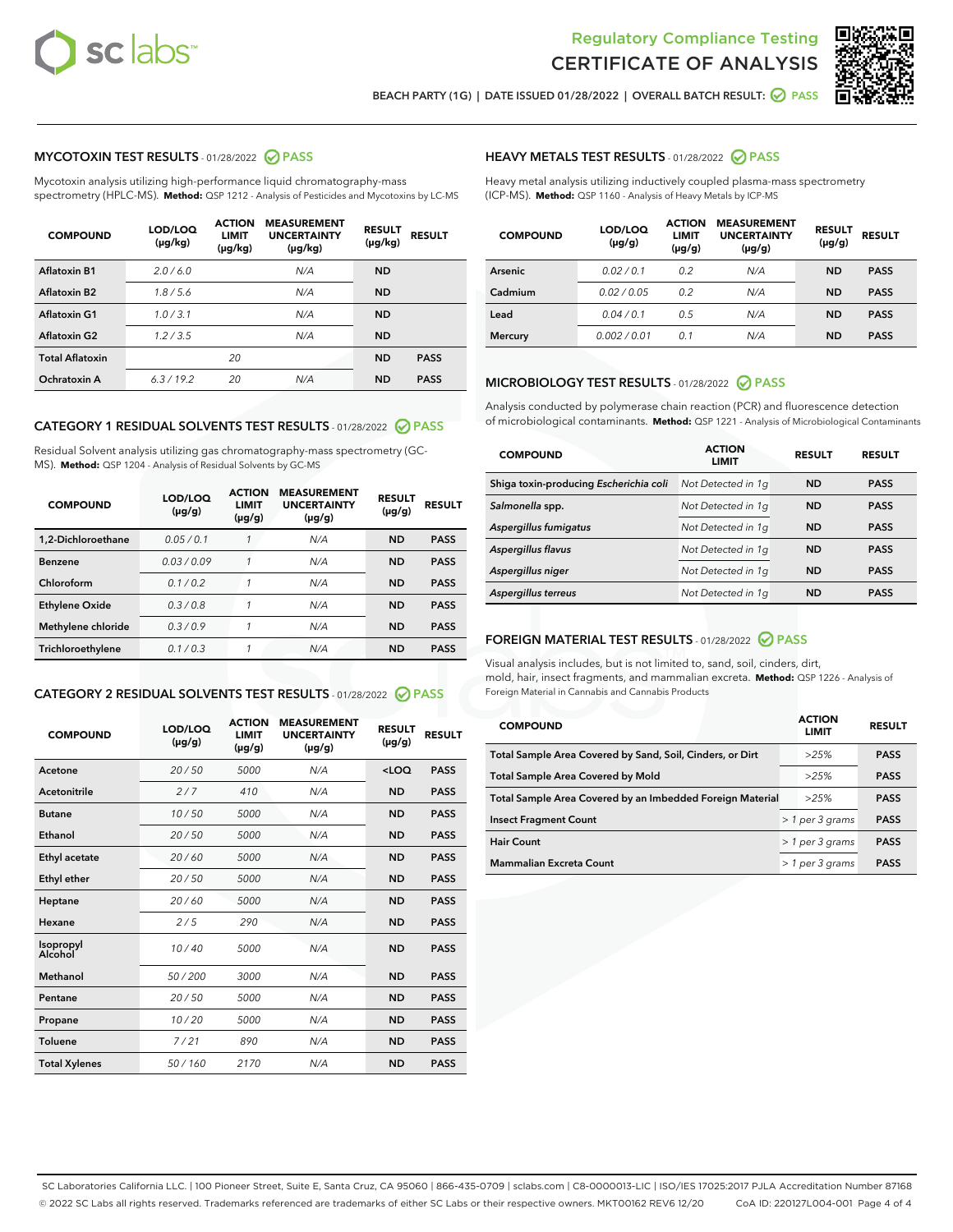Regulatory Compliance Testing

# CERTIFICATE OF ANALYSIS

BEACH PARTY (1G) | DATE ISSUED 01/28/2022 | OVERALL BATCH RESULT: PASS

## MYCOTOXIN TEST RESULTS - 01/28/2022 PASS

Mycotoxin analysis utilizing high-performance liquid chromatography-mass spectrometry (HPLC-MS). **Method:** QSP 1212 - Analysis of Pesticides and Mycotoxins by LC-MS

| COMPOUND | LOD/LOQ (µg/kg) | ACTION LIMIT (µg/kg) | MEASUREMENT UNCERTAINTY (µg/kg) | RESULT (µg/kg) | RESULT |
|---|---|---|---|---|---|
| Aflatoxin B1 | 2.0 / 6.0 | | N/A | ND | |
| Aflatoxin B2 | 1.8 / 5.6 | | N/A | ND | |
| Aflatoxin G1 | 1.0 / 3.1 | | N/A | ND | |
| Aflatoxin G2 | 1.2 / 3.5 | | N/A | ND | |
| Total Aflatoxin | | 20 | | ND | PASS |
| Ochratoxin A | 6.3 / 19.2 | 20 | N/A | ND | PASS |

## CATEGORY 1 RESIDUAL SOLVENTS TEST RESULTS - 01/28/2022 PASS

Residual Solvent analysis utilizing gas chromatography-mass spectrometry (GC-MS). **Method:** QSP 1204 - Analysis of Residual Solvents by GC-MS

| COMPOUND | LOD/LOQ (µg/g) | ACTION LIMIT (µg/g) | MEASUREMENT UNCERTAINTY (µg/g) | RESULT (µg/g) | RESULT |
|---|---|---|---|---|---|
| 1,2-Dichloroethane | 0.05 / 0.1 | 1 | N/A | ND | PASS |
| Benzene | 0.03 / 0.09 | 1 | N/A | ND | PASS |
| Chloroform | 0.1 / 0.2 | 1 | N/A | ND | PASS |
| Ethylene Oxide | 0.3 / 0.8 | 1 | N/A | ND | PASS |
| Methylene chloride | 0.3 / 0.9 | 1 | N/A | ND | PASS |
| Trichloroethylene | 0.1 / 0.3 | 1 | N/A | ND | PASS |

## CATEGORY 2 RESIDUAL SOLVENTS TEST RESULTS - 01/28/2022 PASS

| COMPOUND | LOD/LOQ (µg/g) | ACTION LIMIT (µg/g) | MEASUREMENT UNCERTAINTY (µg/g) | RESULT (µg/g) | RESULT |
|---|---|---|---|---|---|
| Acetone | 20 / 50 | 5000 | N/A | <LOQ | PASS |
| Acetonitrile | 2 / 7 | 410 | N/A | ND | PASS |
| Butane | 10 / 50 | 5000 | N/A | ND | PASS |
| Ethanol | 20 / 50 | 5000 | N/A | ND | PASS |
| Ethyl acetate | 20 / 60 | 5000 | N/A | ND | PASS |
| Ethyl ether | 20 / 50 | 5000 | N/A | ND | PASS |
| Heptane | 20 / 60 | 5000 | N/A | ND | PASS |
| Hexane | 2 / 5 | 290 | N/A | ND | PASS |
| Isopropyl Alcohol | 10 / 40 | 5000 | N/A | ND | PASS |
| Methanol | 50 / 200 | 3000 | N/A | ND | PASS |
| Pentane | 20 / 50 | 5000 | N/A | ND | PASS |
| Propane | 10 / 20 | 5000 | N/A | ND | PASS |
| Toluene | 7 / 21 | 890 | N/A | ND | PASS |
| Total Xylenes | 50 / 160 | 2170 | N/A | ND | PASS |

## HEAVY METALS TEST RESULTS - 01/28/2022 PASS

Heavy metal analysis utilizing inductively coupled plasma-mass spectrometry (ICP-MS). **Method:** QSP 1160 - Analysis of Heavy Metals by ICP-MS

| COMPOUND | LOD/LOQ (µg/g) | ACTION LIMIT (µg/g) | MEASUREMENT UNCERTAINTY (µg/g) | RESULT (µg/g) | RESULT |
|---|---|---|---|---|---|
| Arsenic | 0.02 / 0.1 | 0.2 | N/A | ND | PASS |
| Cadmium | 0.02 / 0.05 | 0.2 | N/A | ND | PASS |
| Lead | 0.04 / 0.1 | 0.5 | N/A | ND | PASS |
| Mercury | 0.002 / 0.01 | 0.1 | N/A | ND | PASS |

## MICROBIOLOGY TEST RESULTS - 01/28/2022 PASS

Analysis conducted by polymerase chain reaction (PCR) and fluorescence detection of microbiological contaminants. **Method:** QSP 1221 - Analysis of Microbiological Contaminants

| COMPOUND | ACTION LIMIT | RESULT | RESULT |
|---|---|---|---|
| Shiga toxin-producing *Escherichia coli* | Not Detected in 1g | ND | PASS |
| *Salmonella* spp. | Not Detected in 1g | ND | PASS |
| *Aspergillus fumigatus* | Not Detected in 1g | ND | PASS |
| *Aspergillus flavus* | Not Detected in 1g | ND | PASS |
| *Aspergillus niger* | Not Detected in 1g | ND | PASS |
| *Aspergillus terreus* | Not Detected in 1g | ND | PASS |

## FOREIGN MATERIAL TEST RESULTS - 01/28/2022 PASS

Visual analysis includes, but is not limited to, sand, soil, cinders, dirt, mold, hair, insect fragments, and mammalian excreta. **Method:** QSP 1226 - Analysis of Foreign Material in Cannabis and Cannabis Products

| COMPOUND | ACTION LIMIT | RESULT |
|---|---|---|
| Total Sample Area Covered by Sand, Soil, Cinders, or Dirt | >25% | PASS |
| Total Sample Area Covered by Mold | >25% | PASS |
| Total Sample Area Covered by an Imbedded Foreign Material | >25% | PASS |
| Insect Fragment Count | > 1 per 3 grams | PASS |
| Hair Count | > 1 per 3 grams | PASS |
| Mammalian Excreta Count | > 1 per 3 grams | PASS |

SC Laboratories California LLC. | 100 Pioneer Street, Suite E, Santa Cruz, CA 95060 | 866-435-0709 | sclabs.com | C8-0000013-LIC | ISO/IES 17025:2017 PJLA Accreditation Number 87168
© 2022 SC Labs all rights reserved. Trademarks referenced are trademarks of either SC Labs or their respective owners. MKT00162 REV6 12/20 CoA ID: 220127L004-001